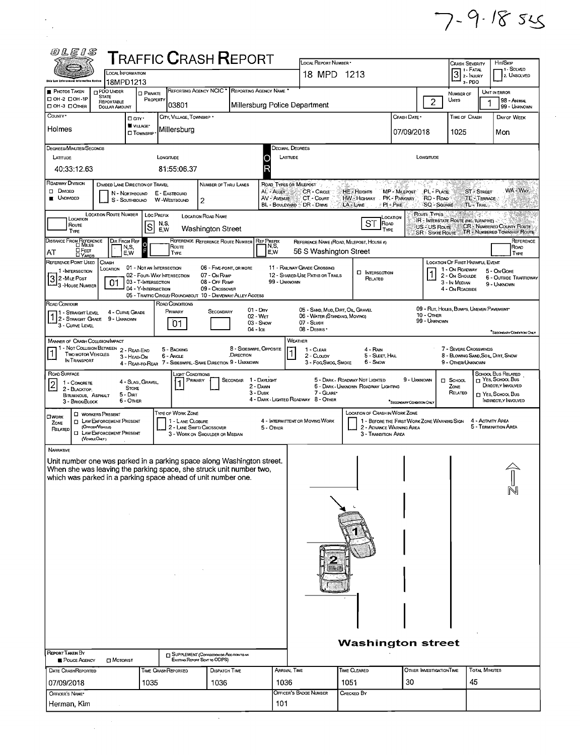7-9-18 SLS

# TRAFFIC CRASH REPORT

OLEIS — Ohio Law Enforcement Information System

| Field | Value |
|---|---|
| Local Information | 18MPD1213 |
| Local Report Number | 18 MPD 1213 |
| Crash Severity | 3 (1 - Fatal, 2 - Injury, 3 - PDO) |
| Hit/Skip | (1 - Solved, 2 - Unsolved) |
| Photos Taken | ☐ OH-2 ☐ OH-1P ☐ OH-3 ☐ Other |
| PDO Under State Reportable Dollar Amount | ☐ |
| Private Property | ☐ |
| Reporting Agency NCIC | 03801 |
| Reporting Agency Name | Millersburg Police Department |
| Number of Units | 2 |
| Unit in Error | 1 (98 - Animal, 99 - Unknown) |
| County | Holmes |
| City, Village, Township | ■ Village — Millersburg |
| Crash Date | 07/09/2018 |
| Time of Crash | 1025 |
| Day of Week | Mon |

**Degrees/Minutes/Seconds**

| Latitude | Longitude |
|---|---|
| 40:33:12.63 | 81:55:06.37 |

**Decimal Degrees** — Latitude: / Longitude:

| Field | Value |
|---|---|
| Roadway Division | ■ Undivided ☐ Divided |
| Divided Lane Direction of Travel | N - Northbound, S - Southbound, E - Eastbound, W - Westbound |
| Number of Thru Lanes | 2 |

Road Types or Milepost: AL - Alley, AV - Avenue, BL - Boulevard, CR - Circle, CT - Court, DR - Drive, HE - Heights, HW - Highway, LA - Lane, MP - Milepost, PK - Parkway, PI - Pike, PL - Place, RD - Road, SQ - Square, ST - Street, TE - Terrace, TL - Trail, WA - Way

| Field | Value |
|---|---|
| Location Route Number | |
| Loc Prefix | S |
| Location Road Name | Washington Street |
| Location Road Type | ST |

Route Types: IR - Interstate Route (inc. Turnpike), US - US Route, SR - State Route, CR - Numbered County Route, TR - Numbered Township Route

| Field | Value |
|---|---|
| Distance From Reference | AT |
| Dir From Ref | |
| Reference Route | |
| Reference Name (Road, Milepost, House #) | 56 S Washington Street |
| Reference Point Used | 3 (1 - Intersection, 2 - Mile Post, 3 - House Number) |
| Crash Location | 01 |

Crash Location codes: 01 - Not an Intersection, 02 - Four-Way Intersection, 03 - T-Intersection, 04 - Y-Intersection, 05 - Traffic Circle/Roundabout, 06 - Five-Point, or More, 07 - On Ramp, 08 - Off Ramp, 09 - Crossover, 10 - Driveway/Alley Access, 11 - Railway Grade Crossing, 12 - Shared-Use Paths or Trails, 99 - Unknown. ☐ Intersection Related

| Field | Value |
|---|---|
| Location of First Harmful Event | 1 (1 - On Roadway, 2 - On Shoulder, 3 - In Median, 4 - On Roadside, 5 - On Gore, 6 - Outside Trafficway, 9 - Unknown) |
| Road Contour | 1 (1 - Straight Level, 2 - Straight Grade, 3 - Curve Level, 4 - Curve Grade, 9 - Unknown) |
| Road Conditions Primary | 01 |
| Road Conditions Secondary | |

Road Conditions: 01 - Dry, 02 - Wet, 03 - Snow, 04 - Ice, 05 - Sand, Mud, Dirt, Oil, Gravel, 06 - Water (Standing, Moving), 07 - Slush, 08 - Debris, 09 - Rut, Holes, Bumps, Uneven Pavement, 10 - Other, 99 - Unknown

| Field | Value |
|---|---|
| Manner of Crash Collision/Impact | 1 |
| Weather | 1 |

Manner of Crash: 1 - Not Collision Between Two Motor Vehicles In Transport, 2 - Rear-End, 3 - Head-On, 4 - Rear-to-Rear, 5 - Backing, 6 - Angle, 7 - Sideswipe, Same Direction, 8 - Sideswipe, Opposite Direction, 9 - Unknown

Weather: 1 - Clear, 2 - Cloudy, 3 - Fog, Smog, Smoke, 4 - Rain, 5 - Sleet, Hail, 6 - Snow, 7 - Severe Crosswinds, 8 - Blowing Sand, Soil, Dirt, Snow, 9 - Other/Unknown

| Field | Value |
|---|---|
| Road Surface | 2 (1 - Concrete, 2 - Blacktop, Bituminous, Asphalt, 3 - Brick/Block, 4 - Slag, Gravel, Stone, 5 - Dirt, 6 - Other) |
| Light Conditions Primary | 1 |
| Light Conditions Secondary | |

Light Conditions: 1 - Daylight, 2 - Dawn, 3 - Dusk, 4 - Dark - Lighted Roadway, 5 - Dark - Roadway Not Lighted, 6 - Dark - Unknown Roadway Lighting, 7 - Glare, 8 - Other, 9 - Unknown

☐ School Zone Related — School Bus Related: ☐ Yes, School Bus Directly Involved ☐ Yes, School Bus Indirectly Involved

☐ Work Zone Related — ☐ Workers Present ☐ Law Enforcement Present (Officer/Vehicle) ☐ Law Enforcement Present (Vehicle Only)

Type of Work Zone: 1 - Lane Closure, 2 - Lane Shift/Crossover, 3 - Work on Shoulder or Median, 4 - Intermittent or Moving Work, 5 - Other

Location of Crash in Work Zone: 1 - Before the First Work Zone Warning Sign, 2 - Advance Warning Area, 3 - Transition Area, 4 - Activity Area, 5 - Termination Area

## Narrative

Unit number one was parked in a parking space along Washington street. When she was leaving the parking space, she struck unit number two, which was parked in a parking space ahead of unit number one.

Washington street

| Field | Value |
|---|---|
| Report Taken By | ■ Police Agency ☐ Motorist |
| Supplement | ☐ |
| Date Crash Reported | 07/09/2018 |
| Time Crash Reported | 1035 |
| Dispatch Time | 1036 |
| Arrival Time | 1036 |
| Time Cleared | 1051 |
| Other Investigation Time | 30 |
| Total Minutes | 45 |
| Officer's Name | Herman, Kim |
| Officer's Badge Number | 101 |
| Checked By | |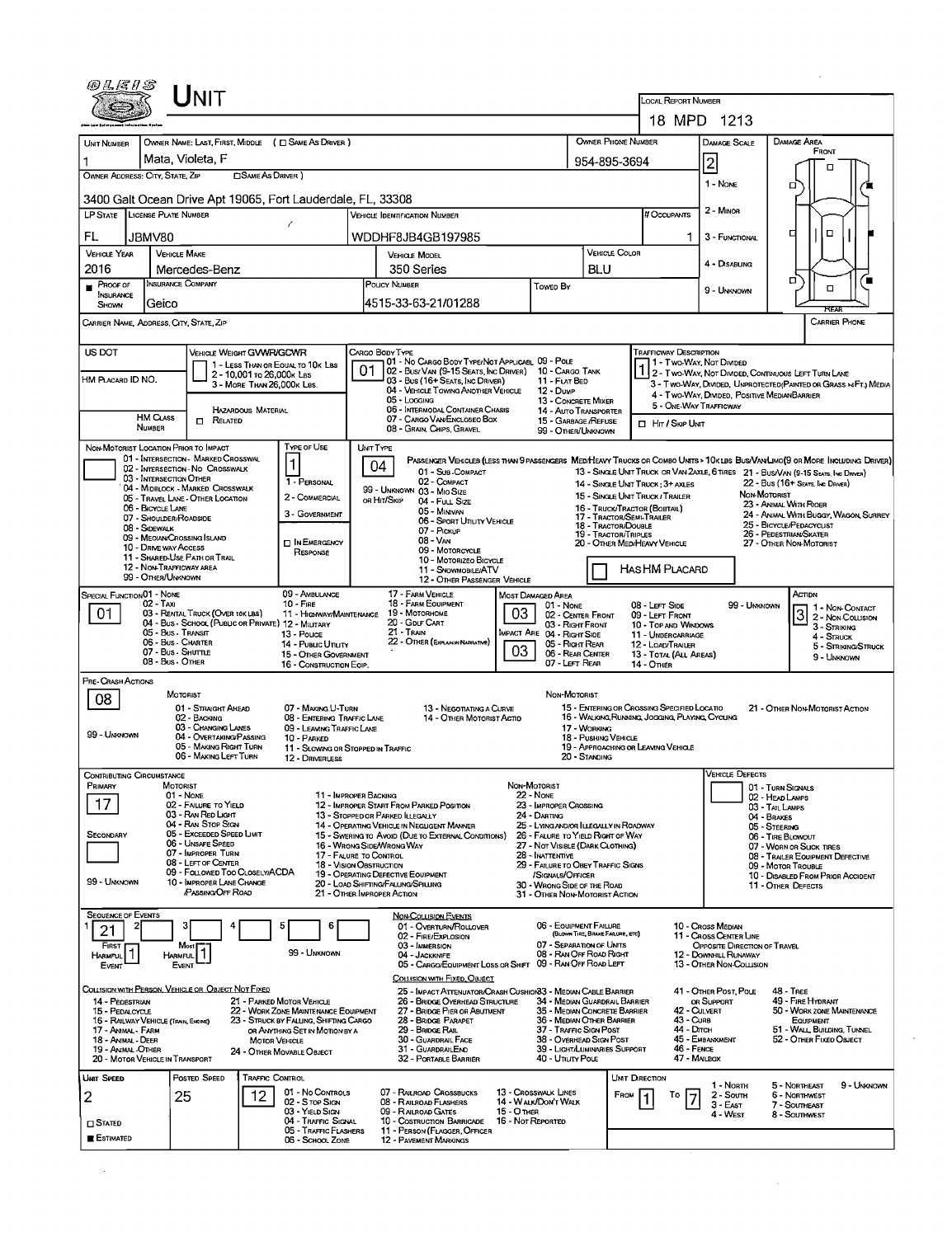# UNIT

**LOCAL REPORT NUMBER:** 18 MPD 1213

| UNIT NUMBER | OWNER NAME: LAST, FIRST, MIDDLE (☐ SAME AS DRIVER) | OWNER PHONE NUMBER | DAMAGE SCALE | DAMAGE AREA |
|---|---|---|---|---|
| 1 | Mata, Violeta, F | 954-895-3694 | 2 | |

OWNER ADDRESS: CITY, STATE, ZIP (☐ SAME AS DRIVER)
3400 Galt Ocean Drive Apt 19065, Fort Lauderdale, FL, 33308

Damage Scale: 1 - NONE, 2 - MINOR, 3 - FUNCTIONAL, 4 - DISABLING, 9 - UNKNOWN

Damage Area: FRONT / REAR

| LP STATE | LICENSE PLATE NUMBER | VEHICLE IDENTIFICATION NUMBER | # OCCUPANTS |
|---|---|---|---|
| FL | JBMV80 | WDDHF8JB4GB197985 | 1 |

| VEHICLE YEAR | VEHICLE MAKE | VEHICLE MODEL | VEHICLE COLOR |
|---|---|---|---|
| 2016 | Mercedes-Benz | 350 Series | BLU |

| PROOF OF INSURANCE SHOWN | INSURANCE COMPANY | POLICY NUMBER | TOWED BY |
|---|---|---|---|
| ■ | Geico | 4515-33-63-21/01288 | |

CARRIER NAME, ADDRESS, CITY, STATE, ZIP | CARRIER PHONE

US DOT | VEHICLE WEIGHT GVWR/GCWR: 1 - LESS THAN OR EQUAL TO 10K LBS; 2 - 10,001 TO 26,000K LBS; 3 - MORE THAN 26,000K LBS.

HM PLACARD ID NO. | HM CLASS NUMBER | HAZARDOUS MATERIAL ☐ RELATED

CARGO BODY TYPE: **01** — 01 - NO CARGO BODY TYPE/NOT APPLICABLE; 02 - BUS/VAN (9-15 SEATS, INC DRIVER); 03 - BUS (16+ SEATS, INC DRIVER); 04 - VEHICLE TOWING ANOTHER VEHICLE; 05 - LOGGING; 06 - INTERMODAL CONTAINER CHASIS; 07 - CARGO VAN/ENCLOSED BOX; 08 - GRAIN, CHIPS, GRAVEL; 09 - POLE; 10 - CARGO TANK; 11 - FLAT BED; 12 - DUMP; 13 - CONCRETE MIXER; 14 - AUTO TRANSPORTER; 15 - GARBAGE/REFUSE; 99 - OTHER/UNKNOWN

TRAFFICWAY DESCRIPTION: **1** — 1 - TWO-WAY, NOT DIVIDED; 2 - TWO-WAY, NOT DIVIDED, CONTINUOUS LEFT TURN LANE; 3 - TWO-WAY, DIVIDED, UNPROTECTED (PAINTED OR GRASS >4FT.) MEDIA; 4 - TWO-WAY, DIVIDED, POSITIVE MEDIAN BARRIER; 5 - ONE-WAY TRAFFICWAY

☐ HIT / SKIP UNIT

NON-MOTORIST LOCATION PRIOR TO IMPACT: 01 - INTERSECTION - MARKED CROSSWAL; 02 - INTERSECTION - NO CROSSWALK; 03 - INTERSECTION OTHER; 04 - MIDBLOCK - MARKED CROSSWALK; 05 - TRAVEL LANE - OTHER LOCATION; 06 - BICYCLE LANE; 07 - SHOULDER/ROADSIDE; 08 - SIDEWALK; 09 - MEDIAN/CROSSING ISLAND; 10 - DRIVE WAY ACCESS; 11 - SHARED-USE PATH OR TRAIL; 12 - NON-TRAFFICWAY AREA; 99 - OTHER/UNKNOWN

TYPE OF USE: **1** — 1 - PERSONAL; 2 - COMMERCIAL; 3 - GOVERNMENT; ☐ IN EMERGENCY RESPONSE

UNIT TYPE: **04** — PASSENGER VEHICLES (LESS THAN 9 PASSENGERS MED/HEAVY TRUCKS OR COMBO UNITS > 10K LBS BUS/VAN/LIMO (9 OR MORE INCLUDING DRIVER): 01 - SUB-COMPACT; 02 - COMPACT; 99 - UNKNOWN 03 - MID SIZE; OR HIT/SKIP 04 - FULL SIZE; 05 - MINIVAN; 06 - SPORT UTILITY VEHICLE; 07 - PICKUP; 08 - VAN; 09 - MOTORCYCLE; 10 - MOTORIZED BICYCLE; 11 - SNOWMOBILE/ATV; 12 - OTHER PASSENGER VEHICLE; 13 - SINGLE UNIT TRUCK OR VAN 2AXLE, 6 TIRES; 14 - SINGLE UNIT TRUCK; 3+ AXLES; 15 - SINGLE UNIT TRUCK / TRAILER; 16 - TRUCK/TRACTOR (BOBTAIL); 17 - TRACTOR/SEMI-TRAILER; 18 - TRACTOR/DOUBLE; 19 - TRACTOR/TRIPLES; 20 - OTHER MED/HEAVY VEHICLE; 21 - BUS/VAN (9-15 SEATS, INC DRIVER); 22 - BUS (16+ SEATS, INC DRIVER); NON-MOTORIST: 23 - ANIMAL WITH RIDER; 24 - ANIMAL WITH BUGGY, WAGON, SURREY; 25 - BICYCLE/PEDACYCLIST; 26 - PEDESTRIAN/SKATER; 27 - OTHER NON-MOTORIST; ☐ HAS HM PLACARD

SPECIAL FUNCTION: **01** — 01 - NONE; 02 - TAXI; 03 - RENTAL TRUCK (OVER 10K LBS); 04 - BUS - SCHOOL (PUBLIC OR PRIVATE); 05 - BUS - TRANSIT; 06 - BUS - CHARTER; 07 - BUS - SHUTTLE; 08 - BUS - OTHER; 09 - AMBULANCE; 10 - FIRE; 11 - HIGHWAY/MAINTENANCE; 12 - MILITARY; 13 - POLICE; 14 - PUBLIC UTILITY; 15 - OTHER GOVERNMENT; 16 - CONSTRUCTION EQIP.; 17 - FARM VEHICLE; 18 - FARM EQUIPMENT; 19 - MOTORHOME; 20 - GOLF CART; 21 - TRAIN; 22 - OTHER (EXPLAIN IN NARRATIVE)

MOST DAMAGED AREA: **03**; IMPACT ARE: **03** — 01 - NONE; 02 - CENTER FRONT; 03 - RIGHT FRONT; 04 - RIGHT SIDE; 05 - RIGHT REAR; 06 - REAR CENTER; 07 - LEFT REAR; 08 - LEFT SIDE; 09 - LEFT FRONT; 10 - TOP AND WINDOWS; 11 - UNDERCARRIAGE; 12 - LOAD/TRAILER; 13 - TOTAL (ALL AREAS); 14 - OTHER; 99 - UNKNOWN

ACTION: **3** — 1 - NON-CONTACT; 2 - NON-COLLISION; 3 - STRIKING; 4 - STRUCK; 5 - STRIKING/STRUCK; 9 - UNKNOWN

PRE-CRASH ACTIONS: **08** — MOTORIST: 01 - STRAIGHT AHEAD; 02 - BACKING; 03 - CHANGING LANES; 04 - OVERTAKING/PASSING; 05 - MAKING RIGHT TURN; 06 - MAKING LEFT TURN; 07 - MAKING U-TURN; 08 - ENTERING TRAFFIC LANE; 09 - LEAVING TRAFFIC LANE; 10 - PARKED; 11 - SLOWING OR STOPPED IN TRAFFIC; 12 - DRIVERLESS; 13 - NEGOTIATING A CURVE; 14 - OTHER MOTORIST ACTIO; 99 - UNKNOWN. NON-MOTORIST: 15 - ENTERING OR CROSSING SPECIFIED LOCATIO; 16 - WALKING, RUNNING, JOGGING, PLAYING, CYCLING; 17 - WORKING; 18 - PUSHING VEHICLE; 19 - APPROACHING OR LEAVING VEHICLE; 20 - STANDING; 21 - OTHER NON-MOTORIST ACTION

CONTRIBUTING CIRCUMSTANCE: PRIMARY **17**; SECONDARY (blank) — MOTORIST: 01 - NONE; 02 - FAILURE TO YIELD; 03 - RAN RED LIGHT; 04 - RAN STOP SIGN; 05 - EXCEEDED SPEED LIMIT; 06 - UNSAFE SPEED; 07 - IMPROPER TURN; 08 - LEFT OF CENTER; 09 - FOLLOWED TOO CLOSELY/ACDA; 10 - IMPROPER LANE CHANGE /PASSING/OFF ROAD; 11 - IMPROPER BACKING; 12 - IMPROPER START FROM PARKED POSITION; 13 - STOPPED OR PARKED ILLEGALLY; 14 - OPERATING VEHICLE IN NEGLIGENT MANNER; 15 - SWERING TO AVOID (DUE TO EXTERNAL CONDITIONS); 16 - WRONG SIDE/WRONG WAY; 17 - FAILURE TO CONTROL; 18 - VISION OBSTRUCTION; 19 - OPERATING DEFECTIVE EQUIPMENT; 20 - LOAD SHIFTING/FALLING/SPILLING; 21 - OTHER IMPROPER ACTION; 99 - UNKNOWN. NON-MOTORIST: 22 - NONE; 23 - IMPROPER CROSSING; 24 - DARTING; 25 - LYING AND/OR ILLEGALLY IN ROADWAY; 26 - FAILURE TO YIELD RIGHT OF WAY; 27 - NOT VISIBLE (DARK CLOTHING); 28 - INATTENTIVE; 29 - FAILURE TO OBEY TRAFFIC SIGNS /SIGNALS/OFFICER; 30 - WRONG SIDE OF THE ROAD; 31 - OTHER NON-MOTORIST ACTION

VEHICLE DEFECTS: 01 - TURN SIGNALS; 02 - HEAD LAMPS; 03 - TAIL LAMPS; 04 - BRAKES; 05 - STEERING; 06 - TIRE BLOWOUT; 07 - WORN OR SLICK TIRES; 08 - TRAILER EQUIPMENT DEFECTIVE; 09 - MOTOR TROUBLE; 10 - DISABLED FROM PRIOR ACCIDENT; 11 - OTHER DEFECTS

SEQUENCE OF EVENTS: 1: **21**; 2; 3; 4; 5; 6; FIRST HARMFUL EVENT: **1**; MOST HARMFUL EVENT: **1**; 99 - UNKNOWN

NON-COLLISION EVENTS: 01 - OVERTURN/ROLLOVER; 02 - FIRE/EXPLOSION; 03 - IMMERSION; 04 - JACKKNIFE; 05 - CARGO/EQUIPMENT LOSS OR SHIFT; 06 - EQUIPMENT FAILURE (BLOWN TIRE, BRAKE FAILURE, ETC); 07 - SEPARATION OF UNITS; 08 - RAN OFF ROAD RIGHT; 09 - RAN OFF ROAD LEFT; 10 - CROSS MEDIAN; 11 - CROSS CENTER LINE OPPOSITE DIRECTION OF TRAVEL; 12 - DOWNHILL RUNAWAY; 13 - OTHER NON-COLLISION

COLLISION WITH PERSON, VEHICLE OR OBJECT NOT FIXED: 14 - PEDESTRIAN; 15 - PEDALCYCLE; 16 - RAILWAY VEHICLE (TRAIN, ENGINE); 17 - ANIMAL - FARM; 18 - ANIMAL - DEER; 19 - ANIMAL - OTHER; 20 - MOTOR VEHICLE IN TRANSPORT; 21 - PARKED MOTOR VEHICLE; 22 - WORK ZONE MAINTENANCE EQUIPMENT; 23 - STRUCK BY FALLING, SHIFTING CARGO OR ANYTHING SET IN MOTION BY A MOTOR VEHICLE; 24 - OTHER MOVABLE OBJECT

COLLISION WITH FIXED, OBJECT: 25 - IMPACT ATTENUATOR/CRASH CUSHION; 26 - BRIDGE OVERHEAD STRUCTURE; 27 - BRIDGE PIER OR ABUTMENT; 28 - BRIDGE PARAPET; 29 - BRIDGE RAIL; 30 - GUARDRAIL FACE; 31 - GUARDRAIL END; 32 - PORTABLE BARRIER; 33 - MEDIAN CABLE BARRIER; 34 - MEDIAN GUARDRAIL BARRIER; 35 - MEDIAN CONCRETE BARRIER; 36 - MEDIAN OTHER BARRIER; 37 - TRAFFIC SIGN POST; 38 - OVERHEAD SIGN POST; 39 - LIGHT/LUMINARIES SUPPORT; 40 - UTILITY POLE; 41 - OTHER POST, POLE OR SUPPORT; 42 - CULVERT; 43 - CURB; 44 - DITCH; 45 - EMBANKMENT; 46 - FENCE; 47 - MAILBOX; 48 - TREE; 49 - FIRE HYDRANT; 50 - WORK ZONE MAINTENANCE EQUIPMENT; 51 - WALL, BUILDING, TUNNEL; 52 - OTHER FIXED OBJECT

| UNIT SPEED | POSTED SPEED | TRAFFIC CONTROL | UNIT DIRECTION |
|---|---|---|---|
| 2 | 25 | 12 | FROM 1 TO 7 |

☐ STATED ■ ESTIMATED

TRAFFIC CONTROL: 01 - NO CONTROLS; 02 - STOP SIGN; 03 - YIELD SIGN; 04 - TRAFFIC SIGNAL; 05 - TRAFFIC FLASHERS; 06 - SCHOOL ZONE; 07 - RAILROAD CROSSBUCKS; 08 - RAILROAD FLASHERS; 09 - RAILROAD GATES; 10 - COSTRUCTION BARRICADE; 11 - PERSON (FLAGGER, OFFICER); 12 - PAVEMENT MARKINGS; 13 - CROSSWALK LINES; 14 - WALK/DON'T WALK; 15 - OTHER; 16 - NOT REPORTED

UNIT DIRECTION: 1 - NORTH; 2 - SOUTH; 3 - EAST; 4 - WEST; 5 - NORTHEAST; 6 - NORTHWEST; 7 - SOUTHEAST; 8 - SOUTHWEST; 9 - UNKNOWN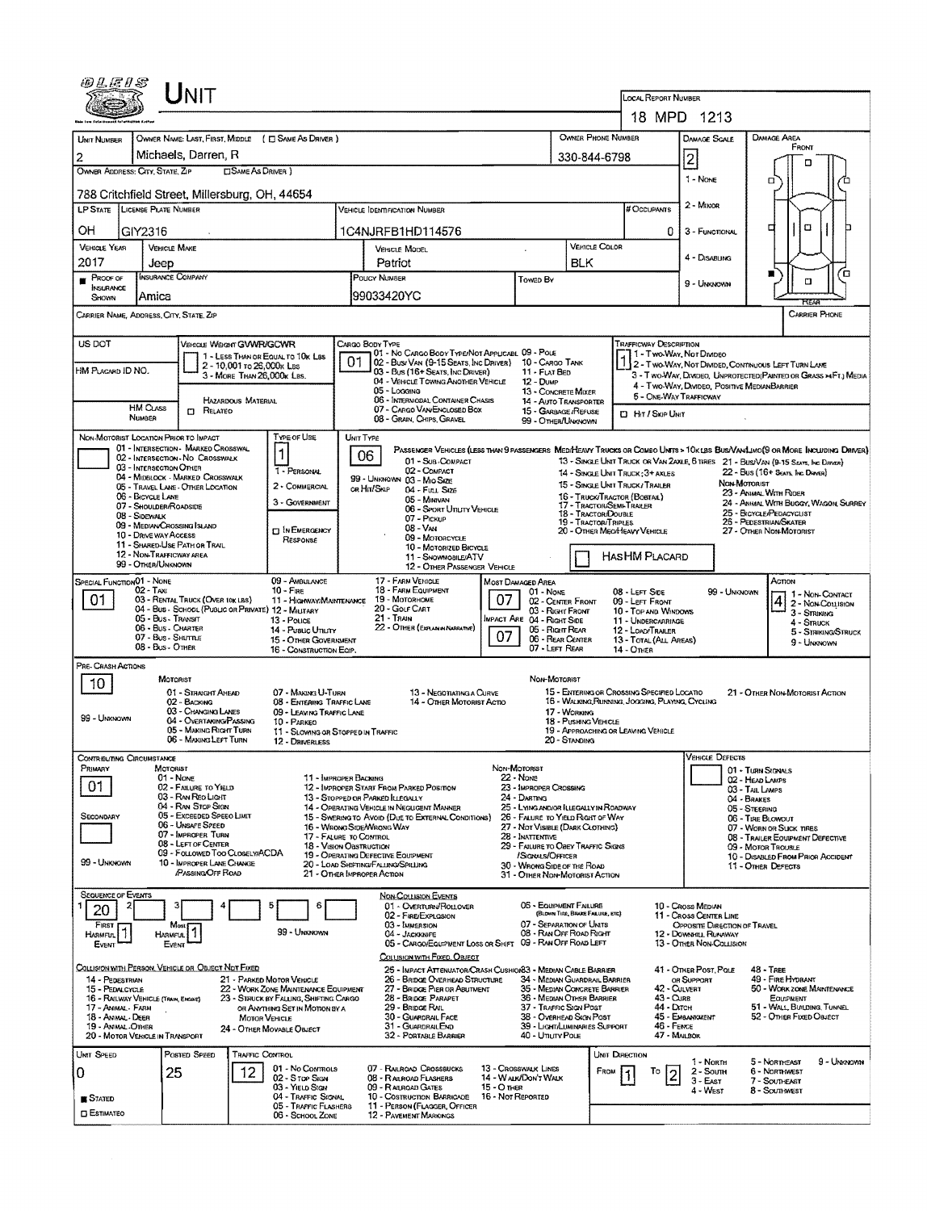# UNIT

**Local Report Number:** 18 MPD 1213

| Unit Number | Owner Name: Last, First, Middle (☐ Same as Driver) | Owner Phone Number | Damage Scale | Damage Area |
|---|---|---|---|---|
| 2 | Michaels, Darren, R | 330-844-6798 | 2 | Front |

**Owner Address: City, State, Zip** (☐ Same as Driver): 788 Critchfield Street, Millersburg, OH, 44654

| LP State | License Plate Number | Vehicle Identification Number | # Occupants |
|---|---|---|---|
| OH | GIY2316 | 1C4NJRFB1HD114576 | 0 |

| Vehicle Year | Vehicle Make | Vehicle Model | Vehicle Color |
|---|---|---|---|
| 2017 | Jeep | Patriot | BLK |

| Proof of Insurance Shown | Insurance Company | Policy Number | Towed By |
|---|---|---|---|
| ■ | Amica | 99033420YC | |

Damage Scale: 1 - None; 2 - Minor; 3 - Functional; 4 - Disabling; 9 - Unknown

Carrier Name, Address, City, State, Zip — Carrier Phone

US DOT — Vehicle Weight GVWR/GCWR: 1 - Less Than or Equal to 10k Lbs; 2 - 10,001 to 26,000k Lbs; 3 - More Than 26,000k Lbs.

HM Placard ID No. — HM Class Number — Hazardous Material ☐ Related

**Cargo Body Type:** 01
01 - No Cargo Body Type/Not Applicable; 02 - Bus/Van (9-15 Seats, Inc Driver); 03 - Bus (16+ Seats, Inc Driver); 04 - Vehicle Towing Another Vehicle; 05 - Logging; 06 - Intermodal Container Chassis; 07 - Cargo Van/Enclosed Box; 08 - Grain, Chips, Gravel; 09 - Pole; 10 - Cargo Tank; 11 - Flat Bed; 12 - Dump; 13 - Concrete Mixer; 14 - Auto Transporter; 15 - Garbage/Refuse; 99 - Other/Unknown

**Trafficway Description:** 1
1 - Two-Way, Not Divided; 2 - Two-Way, Not Divided, Continuous Left Turn Lane; 3 - Two-Way, Divided, Unprotected (Painted or Grass >4Ft.) Media; 4 - Two-Way, Divided, Positive Median Barrier; 5 - One-Way Trafficway
☐ Hit / Skip Unit

**Non-Motorist Location Prior to Impact:**
01 - Intersection - Marked Crosswal; 02 - Intersection - No Crosswalk; 03 - Intersection Other; 04 - Midblock - Marked Crosswalk; 05 - Travel Lane - Other Location; 06 - Bicycle Lane; 07 - Shoulder/Roadside; 08 - Sidewalk; 09 - Median/Crossing Island; 10 - Drive Way Access; 11 - Shared-Use Path or Trail; 12 - Non-Trafficway Area; 99 - Other/Unknown

**Type of Use:** 1
1 - Personal; 2 - Commercial; 3 - Government; ☐ In Emergency Response

**Unit Type:** 06
Passenger Vehicles (less than 9 passengers): 01 - Sub-Compact; 02 - Compact; 99 - Unknown 03 - Mid Size or Hit/Skip; 04 - Full Size; 05 - Minivan; 06 - Sport Utility Vehicle; 07 - Pickup; 08 - Van; 09 - Motorcycle; 10 - Motorized Bicycle; 11 - Snowmobile/ATV; 12 - Other Passenger Vehicle
Med/Heavy Trucks or Combo Units > 10k lbs Bus/Van/Limo (9 or More Including Driver): 13 - Single Unit Truck or Van 2axle, 6 Tires; 14 - Single Unit Truck; 3+ Axles; 15 - Single Unit Truck / Trailer; 16 - Truck/Tractor (Bobtail); 17 - Tractor/Semi-Trailer; 18 - Tractor/Double; 19 - Tractor/Triples; 20 - Other Med/Heavy Vehicle; 21 - Bus/Van (9-15 Seats, Inc Driver); 22 - Bus (16+ Seats, Inc Driver)
Non-Motorist: 23 - Animal With Rider; 24 - Animal With Buggy, Wagon, Surrey; 25 - Bicycle/Pedacyclist; 26 - Pedestrian/Skater; 27 - Other Non-Motorist
☐ Has HM Placard

**Special Function:** 01
01 - None; 02 - Taxi; 03 - Rental Truck (Over 10k lbs); 04 - Bus - School (Public or Private); 05 - Bus - Transit; 06 - Bus - Charter; 07 - Bus - Shuttle; 08 - Bus - Other; 09 - Ambulance; 10 - Fire; 11 - Highway/Maintenance; 12 - Military; 13 - Police; 14 - Public Utility; 15 - Other Government; 16 - Construction Eqip.; 17 - Farm Vehicle; 18 - Farm Equipment; 19 - Motorhome; 20 - Golf Cart; 21 - Train; 22 - Other (Explain in Narrative)

**Most Damaged Area:** 07 — **Impact Are:** 07
01 - None; 02 - Center Front; 03 - Right Front; 04 - Right Side; 05 - Right Rear; 06 - Rear Center; 07 - Left Rear; 08 - Left Side; 09 - Left Front; 10 - Top and Windows; 11 - Undercarriage; 12 - Load/Trailer; 13 - Total (All Areas); 14 - Other; 99 - Unknown

**Action:** 4
1 - Non-Contact; 2 - Non-Collision; 3 - Striking; 4 - Struck; 5 - Striking/Struck; 9 - Unknown

**Pre-Crash Actions:** 10
Motorist: 01 - Straight Ahead; 02 - Backing; 03 - Changing Lanes; 04 - Overtaking/Passing; 05 - Making Right Turn; 06 - Making Left Turn; 07 - Making U-Turn; 08 - Entering Traffic Lane; 09 - Leaving Traffic Lane; 10 - Parked; 11 - Slowing or Stopped in Traffic; 12 - Driverless; 13 - Negotiating a Curve; 14 - Other Motorist Actio; 99 - Unknown
Non-Motorist: 15 - Entering or Crossing Specified Locatio; 16 - Walking, Running, Jogging, Playing, Cycling; 17 - Working; 18 - Pushing Vehicle; 19 - Approaching or Leaving Vehicle; 20 - Standing; 21 - Other Non-Motorist Action

**Contributing Circumstance:** Primary: 01 — Secondary: (blank)
Motorist: 01 - None; 02 - Failure to Yield; 03 - Ran Red Light; 04 - Ran Stop Sign; 05 - Exceeded Speed Limit; 06 - Unsafe Speed; 07 - Improper Turn; 08 - Left of Center; 09 - Followed Too Closely/ACDA; 10 - Improper Lane Change /Passing/Off Road; 11 - Improper Backing; 12 - Improper Start From Parked Position; 13 - Stopped or Parked Illegally; 14 - Operating Vehicle in Negligent Manner; 15 - Swering to Avoid (Due to External Conditions); 16 - Wrong Side/Wrong Way; 17 - Failure to Control; 18 - Vision Obstruction; 19 - Operating Defective Equipment; 20 - Load Shifting/Falling/Spilling; 21 - Other Improper Action; 99 - Unknown
Non-Motorist: 22 - None; 23 - Improper Crossing; 24 - Darting; 25 - Lying and/or Illegally in Roadway; 26 - Failure to Yield Right of Way; 27 - Not Visible (Dark Clothing); 28 - Inattentive; 29 - Failure to Obey Traffic Signs /Signals/Officer; 30 - Wrong Side of the Road; 31 - Other Non-Motorist Action

**Vehicle Defects:** 01 - Turn Signals; 02 - Head Lamps; 03 - Tail Lamps; 04 - Brakes; 05 - Steering; 06 - Tire Blowout; 07 - Worn or Slick Tires; 08 - Trailer Equipment Defective; 09 - Motor Trouble; 10 - Disabled From Prior Accident; 11 - Other Defects

**Sequence of Events:** 1: 20; 2: ; 3: ; 4: ; 5: ; 6:
First Harmful Event: 1 — Most Harmful Event: 1 — 99 - Unknown

Non-Collision Events: 01 - Overturn/Rollover; 02 - Fire/Explosion; 03 - Immersion; 04 - Jackknife; 05 - Cargo/Equipment Loss or Shift; 06 - Equipment Failure (Blown Tire, Brake Failure, etc); 07 - Separation of Units; 08 - Ran Off Road Right; 09 - Ran Off Road Left; 10 - Cross Median; 11 - Cross Center Line Opposite Direction of Travel; 12 - Downhill Runaway; 13 - Other Non-Collision

Collision with Person, Vehicle or Object Not Fixed: 14 - Pedestrian; 15 - Pedalcycle; 16 - Railway Vehicle (Train, Engine); 17 - Animal - Farm; 18 - Animal - Deer; 19 - Animal - Other; 20 - Motor Vehicle in Transport; 21 - Parked Motor Vehicle; 22 - Work Zone Maintenance Equipment; 23 - Struck by Falling, Shifting Cargo or Anything Set in Motion by a Motor Vehicle; 24 - Other Movable Object

Collision with Fixed, Object: 25 - Impact Attenuator/Crash Cushion; 26 - Bridge Overhead Structure; 27 - Bridge Pier or Abutment; 28 - Bridge Parapet; 29 - Bridge Rail; 30 - Guardrail Face; 31 - Guardrail End; 32 - Portable Barrier; 33 - Median Cable Barrier; 34 - Median Guardrail Barrier; 35 - Median Concrete Barrier; 36 - Median Other Barrier; 37 - Traffic Sign Post; 38 - Overhead Sign Post; 39 - Light/Luminaries Support; 40 - Utility Pole; 41 - Other Post, Pole or Support; 42 - Culvert; 43 - Curb; 44 - Ditch; 45 - Embankment; 46 - Fence; 47 - Mailbox; 48 - Tree; 49 - Fire Hydrant; 50 - Work Zone Maintenance Equipment; 51 - Wall, Building, Tunnel; 52 - Other Fixed Object

| Unit Speed | Posted Speed | Traffic Control | Unit Direction |
|---|---|---|---|
| 0 | 25 | 12 | From 1 To 2 |

■ Stated ☐ Estimated

Traffic Control: 01 - No Controls; 02 - Stop Sign; 03 - Yield Sign; 04 - Traffic Signal; 05 - Traffic Flashers; 06 - School Zone; 07 - Railroad Crossbucks; 08 - Railroad Flashers; 09 - Railroad Gates; 10 - Costruction Barricade; 11 - Person (Flagger, Officer); 12 - Pavement Markings; 13 - Crosswalk Lines; 14 - Walk/Don't Walk; 15 - Other; 16 - Not Reported

Unit Direction: 1 - North; 2 - South; 3 - East; 4 - West; 5 - Northeast; 6 - Northwest; 7 - Southeast; 8 - Southwest; 9 - Unknown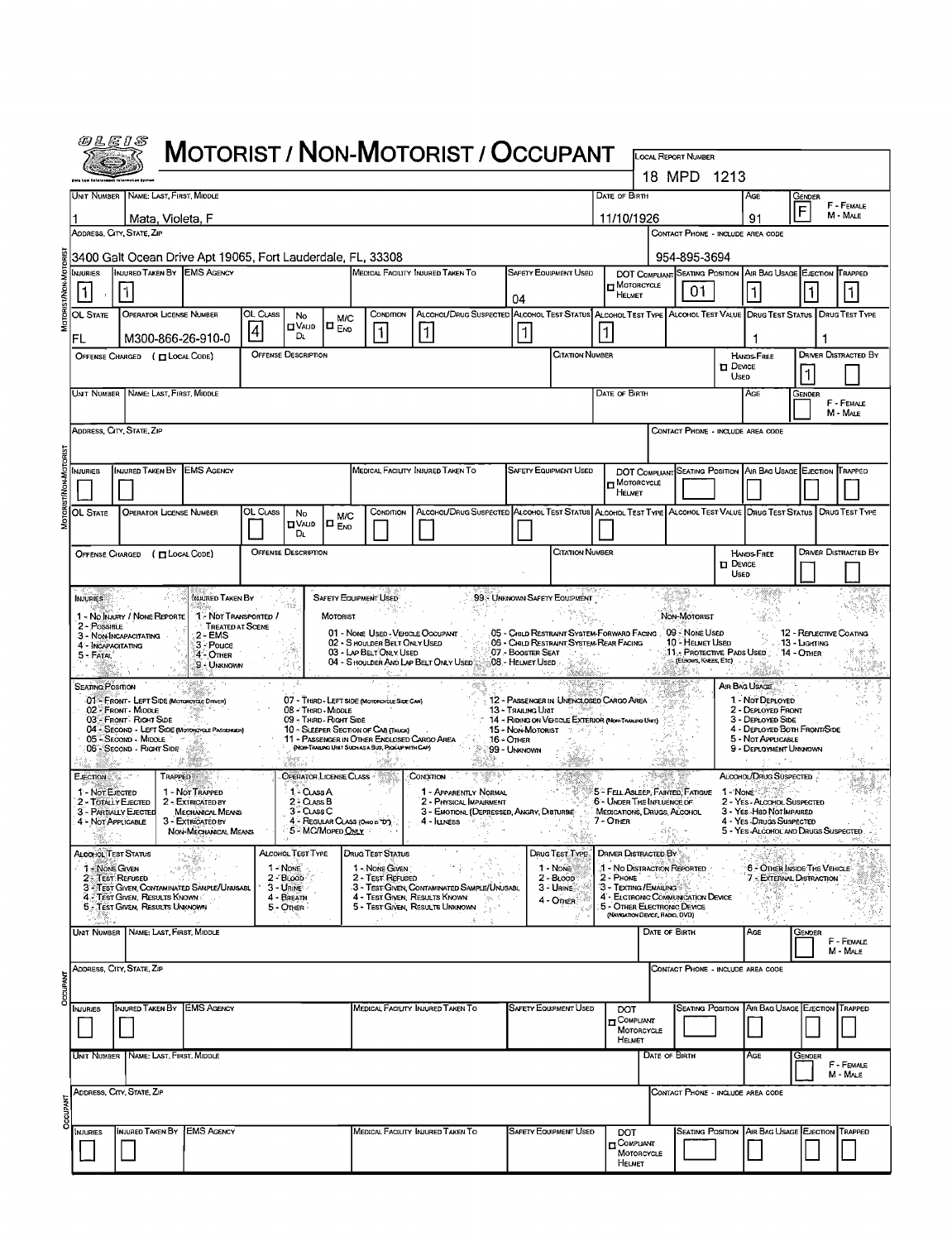# MOTORIST / NON-MOTORIST / OCCUPANT

OLEIS — Ohio Law Enforcement Information System

**LOCAL REPORT NUMBER:** 18 MPD 1213

## Motorist/Non-Motorist

| UNIT NUMBER | NAME: LAST, FIRST, MIDDLE | DATE OF BIRTH | AGE | GENDER (F - FEMALE, M - MALE) |
|---|---|---|---|---|
| 1 | Mata, Violeta, F | 11/10/1926 | 91 | F |

| ADDRESS, CITY, STATE, ZIP | CONTACT PHONE - INCLUDE AREA CODE |
|---|---|
| 3400 Galt Ocean Drive Apt 19065, Fort Lauderdale, FL, 33308 | 954-895-3694 |

| INJURIES | INJURED TAKEN BY | EMS AGENCY | MEDICAL FACILITY INJURED TAKEN TO | SAFETY EQUIPMENT USED | DOT COMPLIANT MOTORCYCLE HELMET | SEATING POSITION | AIR BAG USAGE | EJECTION | TRAPPED |
|---|---|---|---|---|---|---|---|---|---|
| 1 | 1 | | | 04 | ☐ | 01 | 1 | 1 | 1 |

| OL STATE | OPERATOR LICENSE NUMBER | OL CLASS | NO VALID DL | M/C END | CONDITION | ALCOHOL/DRUG SUSPECTED | ALCOHOL TEST STATUS | ALCOHOL TEST TYPE | ALCOHOL TEST VALUE | DRUG TEST STATUS | DRUG TEST TYPE |
|---|---|---|---|---|---|---|---|---|---|---|---|
| FL | M300-866-26-910-0 | 4 | ☐ | ☐ | 1 | 1 | 1 | 1 | | 1 | 1 |

| OFFENSE CHARGED (☐ LOCAL CODE) | OFFENSE DESCRIPTION | CITATION NUMBER | HANDS-FREE DEVICE USED | DRIVER DISTRACTED BY |
|---|---|---|---|---|
| | | | ☐ | 1 |

## Motorist/Non-Motorist

| UNIT NUMBER | NAME: LAST, FIRST, MIDDLE | DATE OF BIRTH | AGE | GENDER (F - FEMALE, M - MALE) |
|---|---|---|---|---|
| | | | | |

| ADDRESS, CITY, STATE, ZIP | CONTACT PHONE - INCLUDE AREA CODE |
|---|---|
| | |

| INJURIES | INJURED TAKEN BY | EMS AGENCY | MEDICAL FACILITY INJURED TAKEN TO | SAFETY EQUIPMENT USED | DOT COMPLIANT MOTORCYCLE HELMET | SEATING POSITION | AIR BAG USAGE | EJECTION | TRAPPED |
|---|---|---|---|---|---|---|---|---|---|
| | | | | | ☐ | | | | |

| OL STATE | OPERATOR LICENSE NUMBER | OL CLASS | NO VALID DL | M/C END | CONDITION | ALCOHOL/DRUG SUSPECTED | ALCOHOL TEST STATUS | ALCOHOL TEST TYPE | ALCOHOL TEST VALUE | DRUG TEST STATUS | DRUG TEST TYPE |
|---|---|---|---|---|---|---|---|---|---|---|---|
| | | | ☐ | ☐ | | | | | | | |

| OFFENSE CHARGED (☐ LOCAL CODE) | OFFENSE DESCRIPTION | CITATION NUMBER | HANDS-FREE DEVICE USED | DRIVER DISTRACTED BY |
|---|---|---|---|---|
| | | | ☐ | |

## Codes

**INJURIES**
1 - No Injury / None Reported
2 - Possible
3 - Non-Incapacitating
4 - Incapacitating
5 - Fatal

**INJURED TAKEN BY**
1 - Not Transported / Treated at Scene
2 - EMS
3 - Police
4 - Other
9 - Unknown

**SAFETY EQUIPMENT USED**
99 - Unknown Safety Equipment

Motorist:
01 - None Used - Vehicle Occupant
02 - Shoulder Belt Only Used
03 - Lap Belt Only Used
04 - Shoulder And Lap Belt Only Used
05 - Child Restraint System-Forward Facing
06 - Child Restraint System-Rear Facing
07 - Booster Seat
08 - Helmet Used

Non-Motorist:
09 - None Used
10 - Helmet Used
11 - Protective Pads Used (Elbows, Knees, Etc)
12 - Reflective Coating
13 - Lighting
14 - Other

**SEATING POSITION**
01 - Front - Left Side (Motorcycle Driver)
02 - Front - Middle
03 - Front - Right Side
04 - Second - Left Side (Motorcycle Passenger)
05 - Second - Middle
06 - Second - Right Side
07 - Third - Left Side (Motorcycle Side Car)
08 - Third - Middle
09 - Third - Right Side
10 - Sleeper Section of Cab (Truck)
11 - Passenger in Other Enclosed Cargo Area (Non-Trailing Unit Such as a Bus, Pick-up with Cap)
12 - Passenger in Unenclosed Cargo Area
13 - Trailing Unit
14 - Riding on Vehicle Exterior (Non-Trailing Unit)
15 - Non-Motorist
16 - Other
99 - Unknown

**AIR BAG USAGE**
1 - Not Deployed
2 - Deployed Front
3 - Deployed Side
4 - Deployed Both Front/Side
5 - Not Applicable
9 - Deployment Unknown

**EJECTION**
1 - Not Ejected
2 - Totally Ejected
3 - Partially Ejected
4 - Not Applicable

**TRAPPED**
1 - Not Trapped
2 - Extricated by Mechanical Means
3 - Extricated by Non-Mechanical Means

**OPERATOR LICENSE CLASS**
1 - Class A
2 - Class B
3 - Class C
4 - Regular Class (Ohio is "D")
5 - M/C Moped Only

**CONDITION**
1 - Apparently Normal
2 - Physical Impairment
3 - Emotional (Depressed, Angry, Disturbe
4 - Illness
5 - Fell Asleep, Fainted, Fatigue
6 - Under The Influence of Medications, Drugs, Alcohol
7 - Other

**ALCOHOL/DRUG SUSPECTED**
1 - None
2 - Yes - Alcohol Suspected
3 - Yes - Hbd Not Impaired
4 - Yes - Drugs Suspected
5 - Yes - Alcohol and Drugs Suspected

**ALCOHOL TEST STATUS**
1 - None Given
2 - Test Refused
3 - Test Given, Contaminated Sample/Unusabl
4 - Test Given, Results Known
5 - Test Given, Results Unknown

**ALCOHOL TEST TYPE**
1 - None
2 - Blood
3 - Urine
4 - Breath
5 - Other

**DRUG TEST STATUS**
1 - None Given
2 - Test Refused
3 - Test Given, Contaminated Sample/Unusabl
4 - Test Given, Results Known
5 - Test Given, Results Unknown

**DRUG TEST TYPE**
1 - None
2 - Blood
3 - Urine
4 - Other

**DRIVER DISTRACTED BY**
1 - No Distraction Reported
2 - Phone
3 - Texting / Emailing
4 - Electronic Communication Device
5 - Other Electronic Device (Navigation Device, Radio, DVD)
6 - Other Inside The Vehicle
7 - External Distraction

## Occupant

| UNIT NUMBER | NAME: LAST, FIRST, MIDDLE | DATE OF BIRTH | AGE | GENDER (F - FEMALE, M - MALE) |
|---|---|---|---|---|
| | | | | |

| ADDRESS, CITY, STATE, ZIP | CONTACT PHONE - INCLUDE AREA CODE |
|---|---|
| | |

| INJURIES | INJURED TAKEN BY | EMS AGENCY | MEDICAL FACILITY INJURED TAKEN TO | SAFETY EQUIPMENT USED | DOT COMPLIANT MOTORCYCLE HELMET | SEATING POSITION | AIR BAG USAGE | EJECTION | TRAPPED |
|---|---|---|---|---|---|---|---|---|---|
| | | | | | ☐ | | | | |

## Occupant

| UNIT NUMBER | NAME: LAST, FIRST, MIDDLE | DATE OF BIRTH | AGE | GENDER (F - FEMALE, M - MALE) |
|---|---|---|---|---|
| | | | | |

| ADDRESS, CITY, STATE, ZIP | CONTACT PHONE - INCLUDE AREA CODE |
|---|---|
| | |

| INJURIES | INJURED TAKEN BY | EMS AGENCY | MEDICAL FACILITY INJURED TAKEN TO | SAFETY EQUIPMENT USED | DOT COMPLIANT MOTORCYCLE HELMET | SEATING POSITION | AIR BAG USAGE | EJECTION | TRAPPED |
|---|---|---|---|---|---|---|---|---|---|
| | | | | | ☐ | | | | |